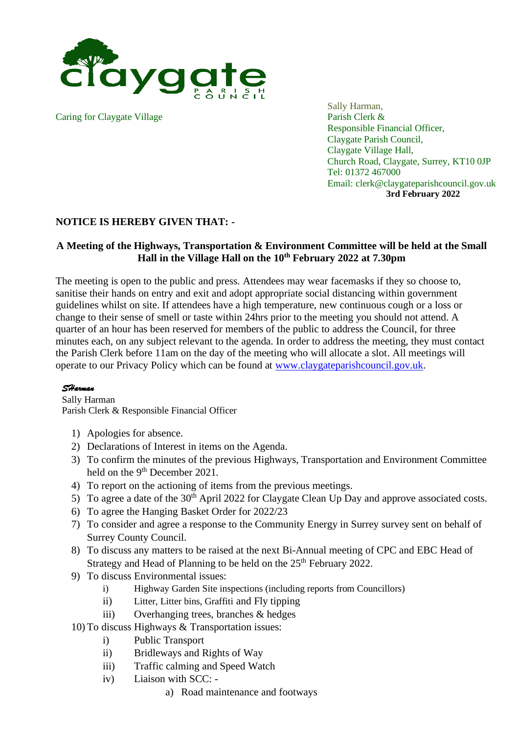claygate PARISH COUNCIL

Caring for Claygate Village

Sally Harman,
Parish Clerk &
Responsible Financial Officer,
Claygate Parish Council,
Claygate Village Hall,
Church Road, Claygate, Surrey, KT10 0JP
Tel: 01372 467000
Email: clerk@claygateparishcouncil.gov.uk

**3rd February 2022**

**NOTICE IS HEREBY GIVEN THAT: -**

**A Meeting of the Highways, Transportation & Environment Committee will be held at the Small Hall in the Village Hall on the 10th February 2022 at 7.30pm**

The meeting is open to the public and press. Attendees may wear facemasks if they so choose to, sanitise their hands on entry and exit and adopt appropriate social distancing within government guidelines whilst on site. If attendees have a high temperature, new continuous cough or a loss or change to their sense of smell or taste within 24hrs prior to the meeting you should not attend. A quarter of an hour has been reserved for members of the public to address the Council, for three minutes each, on any subject relevant to the agenda. In order to address the meeting, they must contact the Parish Clerk before 11am on the day of the meeting who will allocate a slot. All meetings will operate to our Privacy Policy which can be found at www.claygateparishcouncil.gov.uk.

*SHarman*
Sally Harman
Parish Clerk & Responsible Financial Officer

1) Apologies for absence.
2) Declarations of Interest in items on the Agenda.
3) To confirm the minutes of the previous Highways, Transportation and Environment Committee held on the 9th December 2021.
4) To report on the actioning of items from the previous meetings.
5) To agree a date of the 30th April 2022 for Claygate Clean Up Day and approve associated costs.
6) To agree the Hanging Basket Order for 2022/23
7) To consider and agree a response to the Community Energy in Surrey survey sent on behalf of Surrey County Council.
8) To discuss any matters to be raised at the next Bi-Annual meeting of CPC and EBC Head of Strategy and Head of Planning to be held on the 25th February 2022.
9) To discuss Environmental issues:
   i) Highway Garden Site inspections (including reports from Councillors)
   ii) Litter, Litter bins, Graffiti and Fly tipping
   iii) Overhanging trees, branches & hedges
10) To discuss Highways & Transportation issues:
   i) Public Transport
   ii) Bridleways and Rights of Way
   iii) Traffic calming and Speed Watch
   iv) Liaison with SCC: -
      a) Road maintenance and footways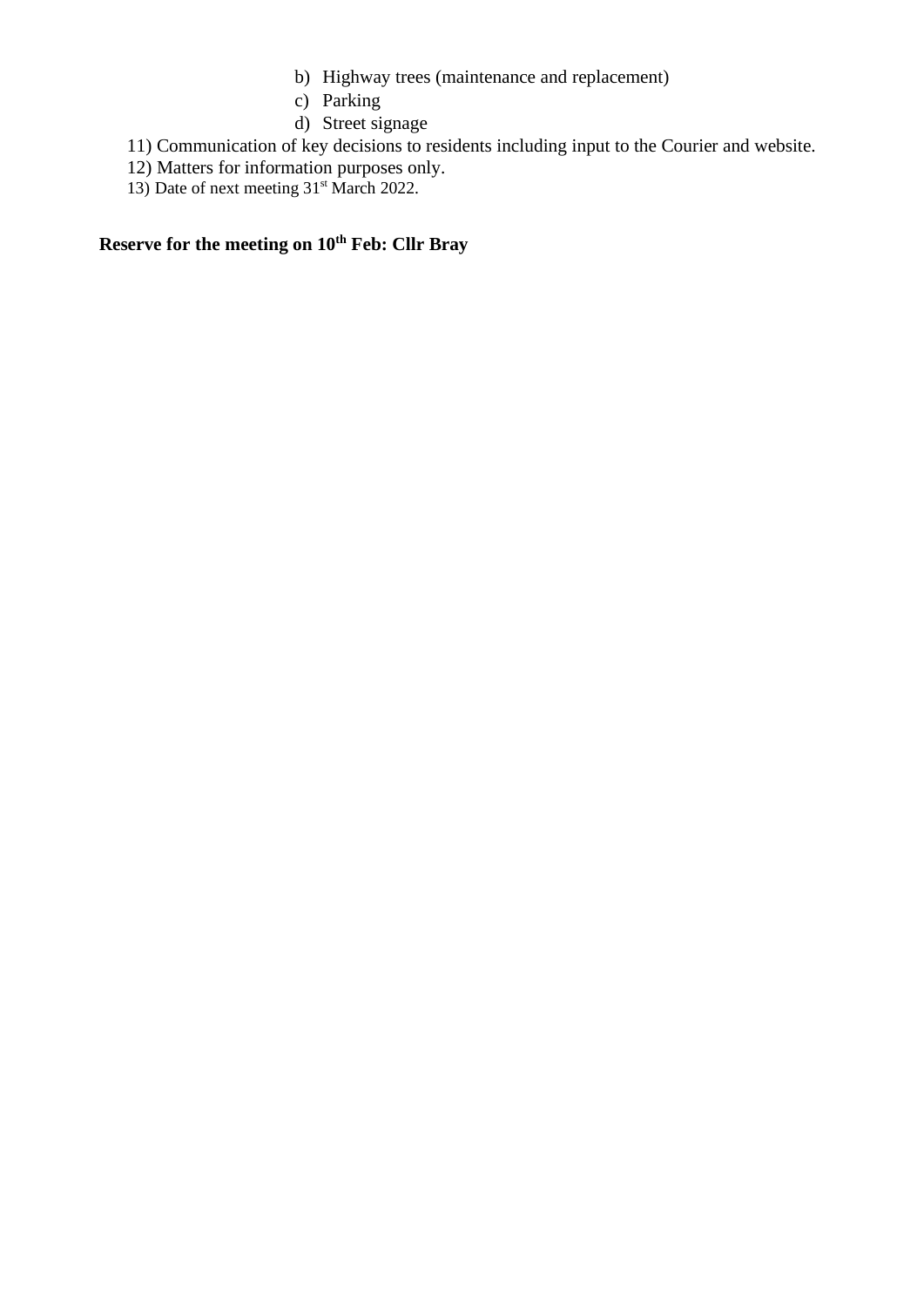b) Highway trees (maintenance and replacement)
   c) Parking
   d) Street signage

11) Communication of key decisions to residents including input to the Courier and website.
12) Matters for information purposes only.
13) Date of next meeting 31st March 2022.

**Reserve for the meeting on 10th Feb: Cllr Bray**